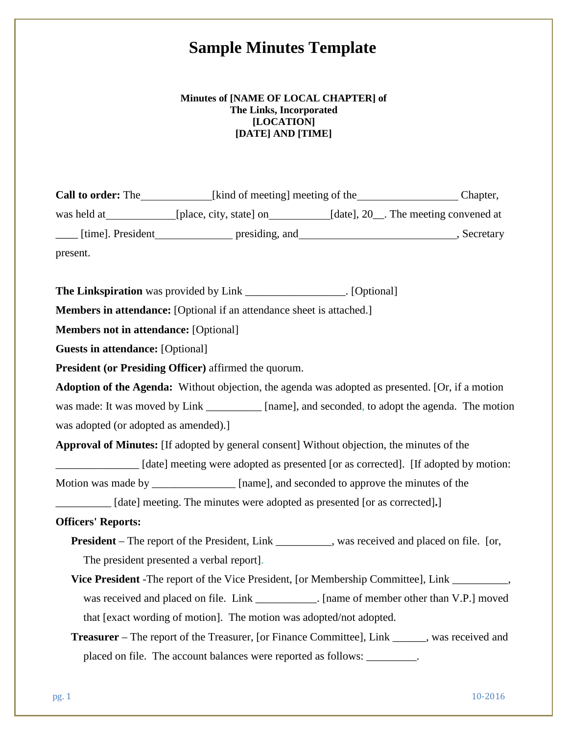# Sample Minutes Template

**Minutes of [NAME OF LOCAL CHAPTER] of**
**The Links, Incorporated**
**[LOCATION]**
**[DATE] AND [TIME]**

**Call to order:** The_____________[kind of meeting] meeting of the__________________ Chapter, was held at____________[place, city, state] on___________[date], 20__. The meeting convened at ____ [time]. President______________ presiding, and_____________________________, Secretary present.

**The Linkspiration** was provided by Link __________________. [Optional]

**Members in attendance:** [Optional if an attendance sheet is attached.]

**Members not in attendance:** [Optional]

**Guests in attendance:** [Optional]

**President (or Presiding Officer)** affirmed the quorum.

**Adoption of the Agenda:** Without objection, the agenda was adopted as presented. [Or, if a motion was made: It was moved by Link __________ [name], and seconded, to adopt the agenda. The motion was adopted (or adopted as amended).]

**Approval of Minutes:** [If adopted by general consent] Without objection, the minutes of the _______________ [date] meeting were adopted as presented [or as corrected]. [If adopted by motion: Motion was made by _______________ [name], and seconded to approve the minutes of the __________ [date] meeting. The minutes were adopted as presented [or as corrected]**.**]

**Officers' Reports:**

- **President** – The report of the President, Link __________, was received and placed on file. [or, The president presented a verbal report].
- **Vice President** -The report of the Vice President, [or Membership Committee], Link __________, was received and placed on file. Link ___________. [name of member other than V.P.] moved that [exact wording of motion]. The motion was adopted/not adopted.
- **Treasurer** – The report of the Treasurer, [or Finance Committee], Link ______, was received and placed on file. The account balances were reported as follows: _________.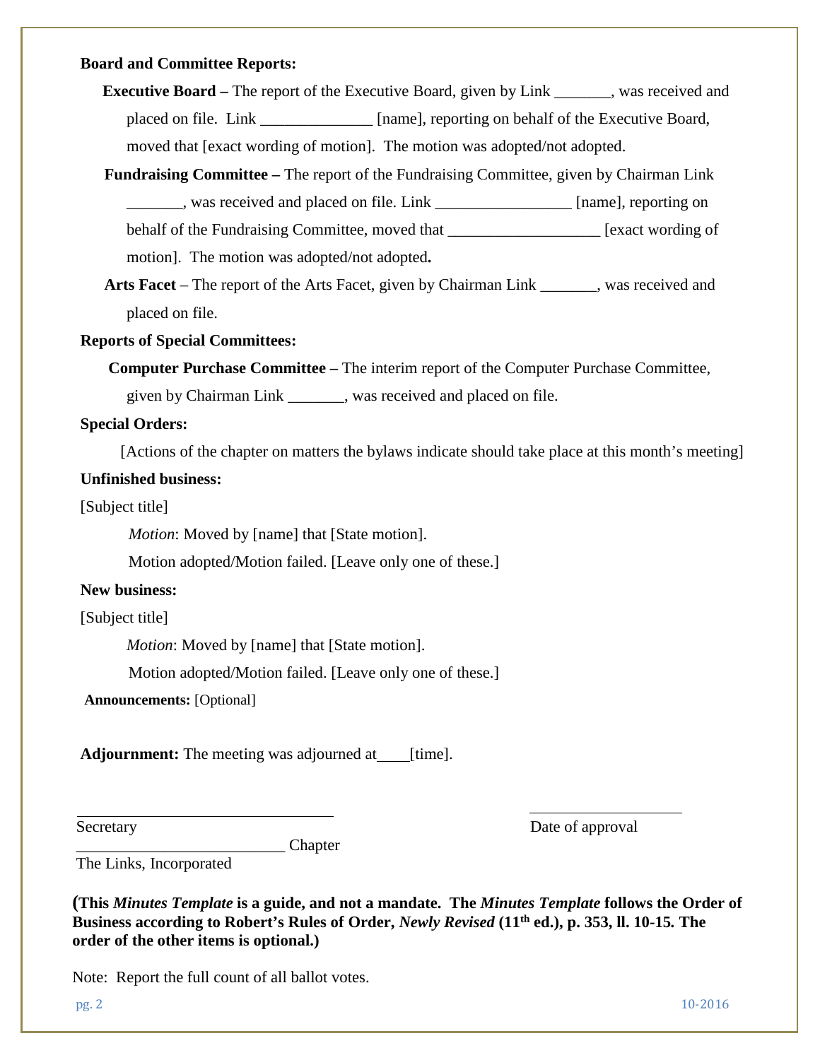**Board and Committee Reports:**

**Executive Board –** The report of the Executive Board, given by Link _______, was received and placed on file. Link ______________ [name], reporting on behalf of the Executive Board, moved that [exact wording of motion]. The motion was adopted/not adopted.

**Fundraising Committee –** The report of the Fundraising Committee, given by Chairman Link _______, was received and placed on file. Link _________________ [name], reporting on behalf of the Fundraising Committee, moved that ___________________ [exact wording of motion]. The motion was adopted/not adopted**.**

**Arts Facet** – The report of the Arts Facet, given by Chairman Link _______, was received and placed on file.

**Reports of Special Committees:**

**Computer Purchase Committee –** The interim report of the Computer Purchase Committee, given by Chairman Link _______, was received and placed on file.

**Special Orders:**

[Actions of the chapter on matters the bylaws indicate should take place at this month's meeting]

**Unfinished business:**

[Subject title]

*Motion*: Moved by [name] that [State motion].

Motion adopted/Motion failed. [Leave only one of these.]

**New business:**

[Subject title]

*Motion*: Moved by [name] that [State motion].

Motion adopted/Motion failed. [Leave only one of these.]

**Announcements:** [Optional]

**Adjournment:** The meeting was adjourned at____[time].

_______________________________ Secretary

_________________________ Chapter
The Links, Incorporated

____________________ Date of approval

**(This *Minutes Template* is a guide, and not a mandate. The *Minutes Template* follows the Order of Business according to Robert's Rules of Order, *Newly Revised* (11th ed.), p. 353, ll. 10-15. The order of the other items is optional.)**

Note: Report the full count of all ballot votes.